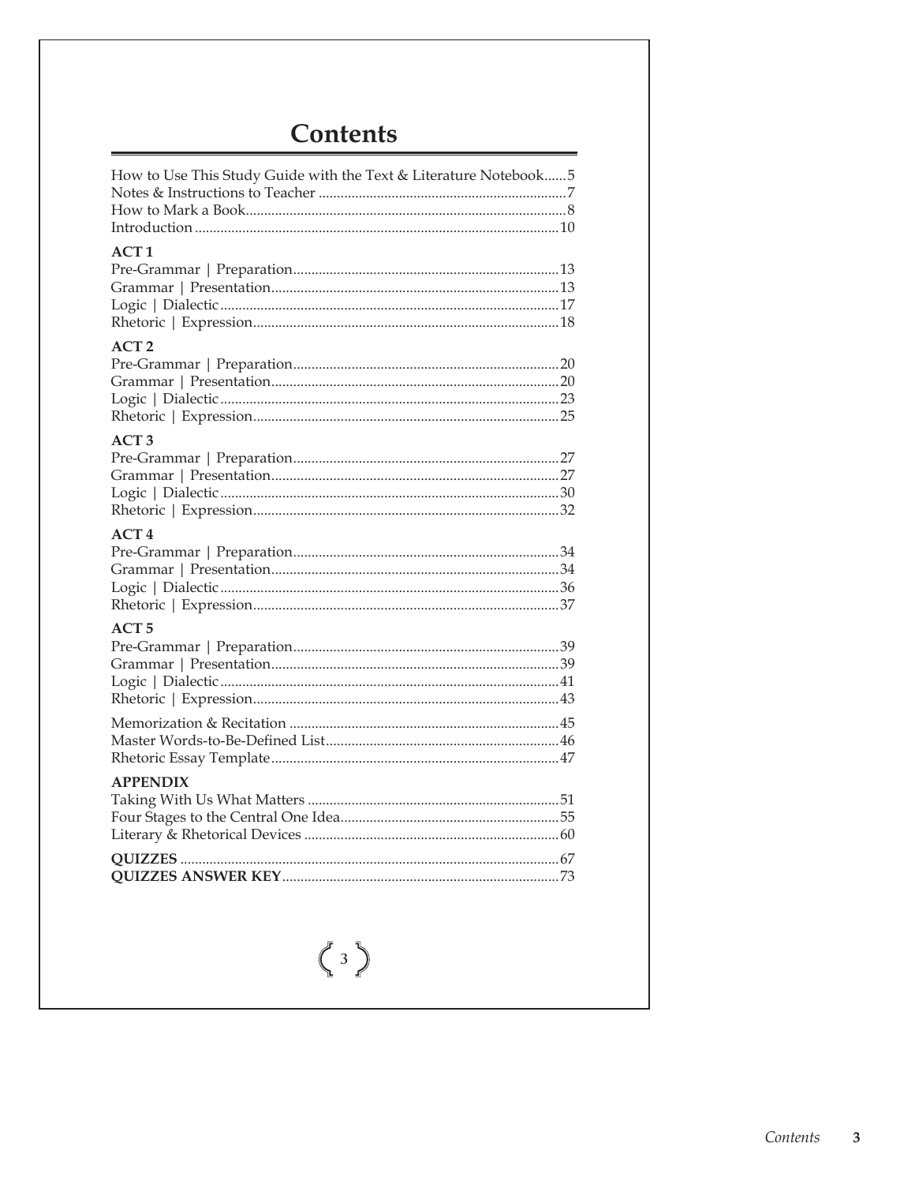# Contents

How to Use This Study Guide with the Text & Literature Notebook......5
Notes & Instructions to Teacher ....................................................................7
How to Mark a Book.......................................................................................8
Introduction ...................................................................................................10

**ACT 1**

Pre-Grammar | Preparation........................................................................13
Grammar | Presentation..............................................................................13
Logic | Dialectic............................................................................................17
Rhetoric | Expression...................................................................................18

**ACT 2**

Pre-Grammar | Preparation........................................................................20
Grammar | Presentation..............................................................................20
Logic | Dialectic............................................................................................23
Rhetoric | Expression...................................................................................25

**ACT 3**

Pre-Grammar | Preparation........................................................................27
Grammar | Presentation..............................................................................27
Logic | Dialectic............................................................................................30
Rhetoric | Expression...................................................................................32

**ACT 4**

Pre-Grammar | Preparation........................................................................34
Grammar | Presentation..............................................................................34
Logic | Dialectic............................................................................................36
Rhetoric | Expression...................................................................................37

**ACT 5**

Pre-Grammar | Preparation........................................................................39
Grammar | Presentation..............................................................................39
Logic | Dialectic............................................................................................41
Rhetoric | Expression...................................................................................43

Memorization & Recitation .........................................................................45
Master Words-to-Be-Defined List................................................................46
Rhetoric Essay Template...............................................................................47

**APPENDIX**

Taking With Us What Matters .....................................................................51
Four Stages to the Central One Idea............................................................55
Literary & Rhetorical Devices ......................................................................60

**QUIZZES** .......................................................................................................67
**QUIZZES ANSWER KEY**...........................................................................73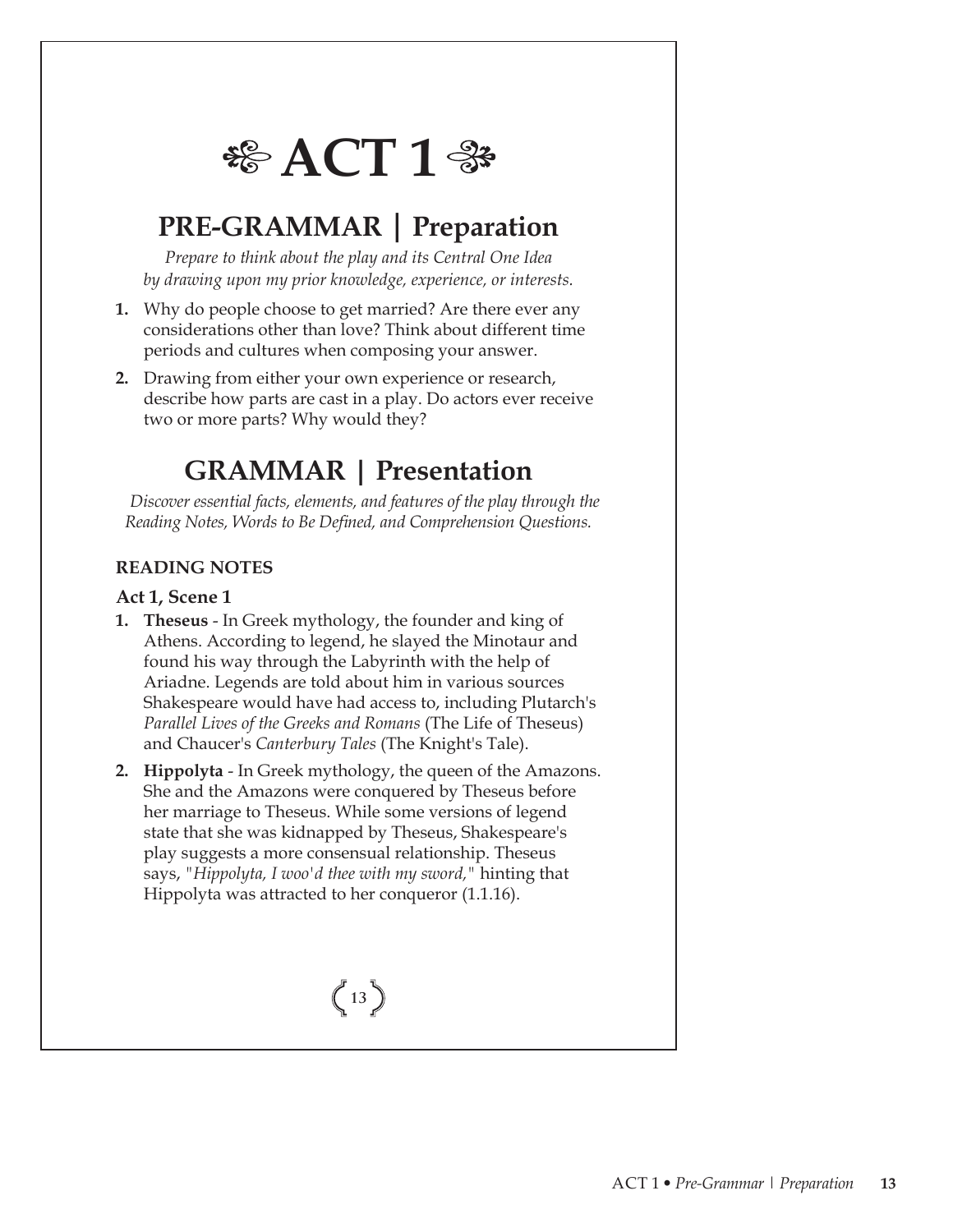# ❧ ACT 1 ❧

## PRE-GRAMMAR | Preparation

*Prepare to think about the play and its Central One Idea by drawing upon my prior knowledge, experience, or interests.*

1. Why do people choose to get married? Are there ever any considerations other than love? Think about different time periods and cultures when composing your answer.
2. Drawing from either your own experience or research, describe how parts are cast in a play. Do actors ever receive two or more parts? Why would they?

## GRAMMAR | Presentation

*Discover essential facts, elements, and features of the play through the Reading Notes, Words to Be Defined, and Comprehension Questions.*

### READING NOTES

#### Act 1, Scene 1

1. **Theseus** - In Greek mythology, the founder and king of Athens. According to legend, he slayed the Minotaur and found his way through the Labyrinth with the help of Ariadne. Legends are told about him in various sources Shakespeare would have had access to, including Plutarch's *Parallel Lives of the Greeks and Romans* (The Life of Theseus) and Chaucer's *Canterbury Tales* (The Knight's Tale).
2. **Hippolyta** - In Greek mythology, the queen of the Amazons. She and the Amazons were conquered by Theseus before her marriage to Theseus. While some versions of legend state that she was kidnapped by Theseus, Shakespeare's play suggests a more consensual relationship. Theseus says, "*Hippolyta, I woo'd thee with my sword,*" hinting that Hippolyta was attracted to her conqueror (1.1.16).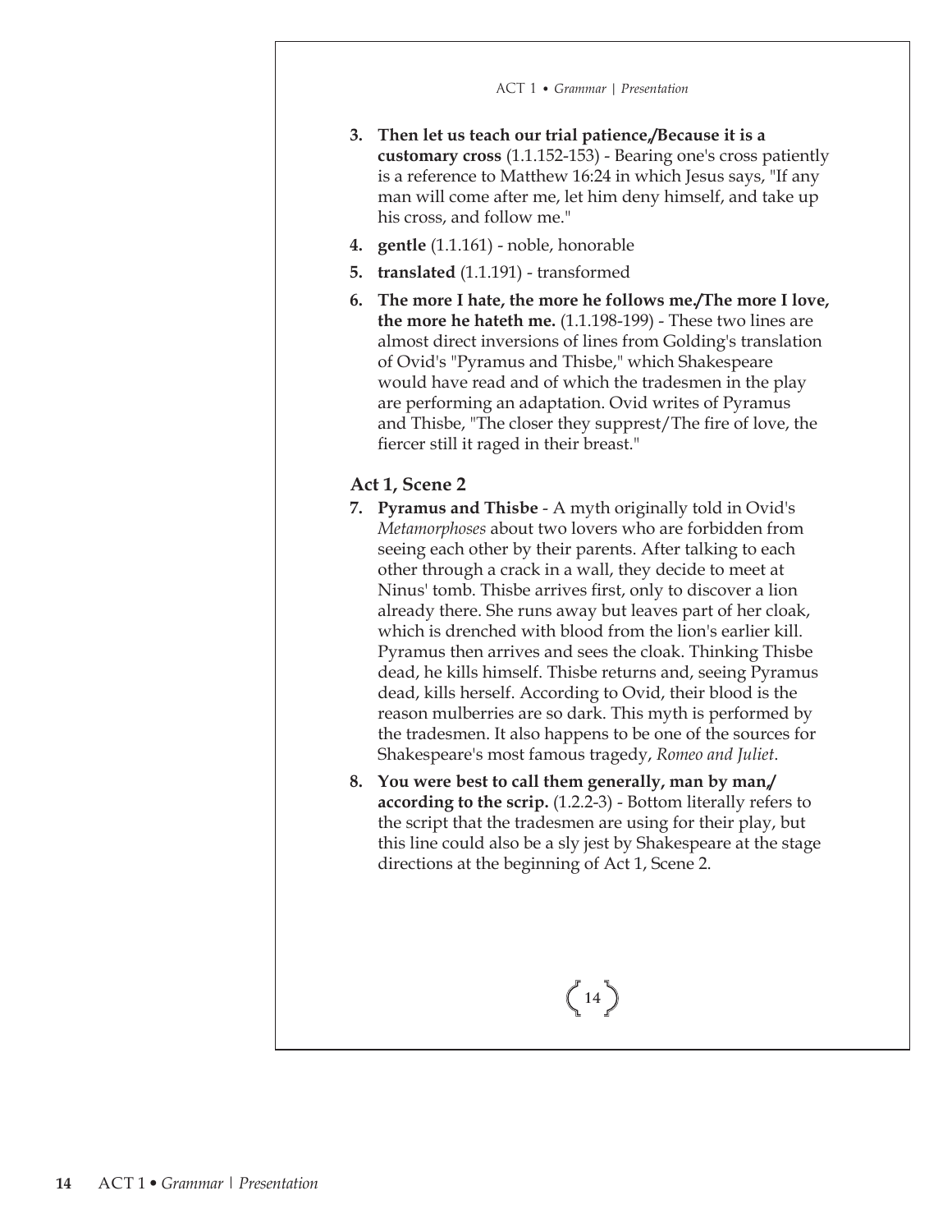3. **Then let us teach our trial patience,/Because it is a customary cross** (1.1.152-153) - Bearing one's cross patiently is a reference to Matthew 16:24 in which Jesus says, "If any man will come after me, let him deny himself, and take up his cross, and follow me."
4. **gentle** (1.1.161) - noble, honorable
5. **translated** (1.1.191) - transformed
6. **The more I hate, the more he follows me./The more I love, the more he hateth me.** (1.1.198-199) - These two lines are almost direct inversions of lines from Golding's translation of Ovid's "Pyramus and Thisbe," which Shakespeare would have read and of which the tradesmen in the play are performing an adaptation. Ovid writes of Pyramus and Thisbe, "The closer they suppress/The fire of love, the fiercer still it raged in their breast."

### Act 1, Scene 2

7. **Pyramus and Thisbe** - A myth originally told in Ovid's *Metamorphoses* about two lovers who are forbidden from seeing each other by their parents. After talking to each other through a crack in a wall, they decide to meet at Ninus' tomb. Thisbe arrives first, only to discover a lion already there. She runs away but leaves part of her cloak, which is drenched with blood from the lion's earlier kill. Pyramus then arrives and sees the cloak. Thinking Thisbe dead, he kills himself. Thisbe returns and, seeing Pyramus dead, kills herself. According to Ovid, their blood is the reason mulberries are so dark. This myth is performed by the tradesmen. It also happens to be one of the sources for Shakespeare's most famous tragedy, *Romeo and Juliet*.
8. **You were best to call them generally, man by man,/ according to the scrip.** (1.2.2-3) - Bottom literally refers to the script that the tradesmen are using for their play, but this line could also be a sly jest by Shakespeare at the stage directions at the beginning of Act 1, Scene 2.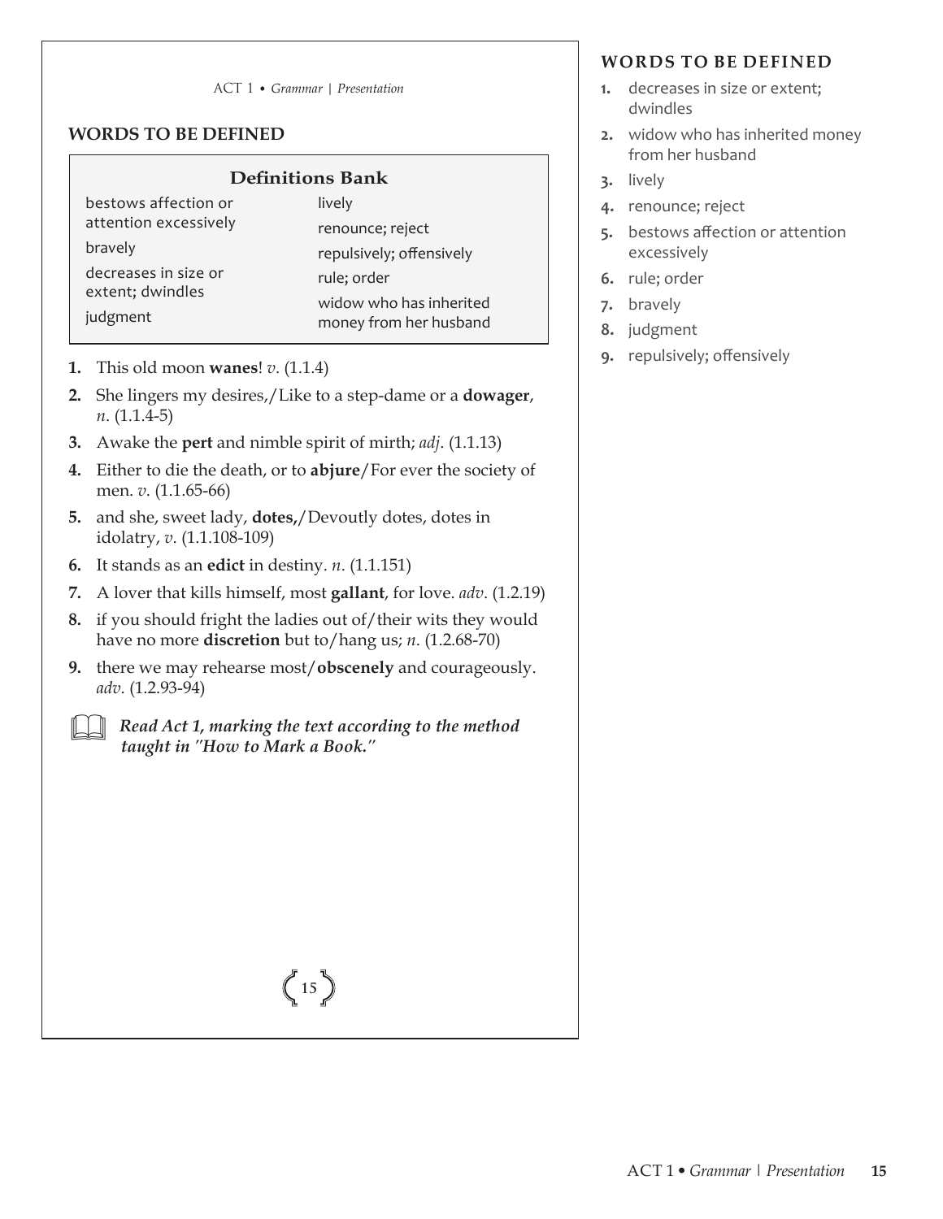## WORDS TO BE DEFINED

| Definitions Bank | |
|---|---|
| bestows affection or attention excessively | lively |
| bravely | renounce; reject |
| decreases in size or extent; dwindles | repulsively; offensively |
| judgment | rule; order |
| | widow who has inherited money from her husband |

1. This old moon **wanes**! *v.* (1.1.4)
2. She lingers my desires,/Like to a step-dame or a **dowager**, *n.* (1.1.4-5)
3. Awake the **pert** and nimble spirit of mirth; *adj.* (1.1.13)
4. Either to die the death, or to **abjure**/For ever the society of men. *v.* (1.1.65-66)
5. and she, sweet lady, **dotes,**/Devoutly dotes, dotes in idolatry, *v.* (1.1.108-109)
6. It stands as an **edict** in destiny. *n.* (1.1.151)
7. A lover that kills himself, most **gallant**, for love. *adv.* (1.2.19)
8. if you should fright the ladies out of/their wits they would have no more **discretion** but to/hang us; *n.* (1.2.68-70)
9. there we may rehearse most/**obscenely** and courageously. *adv.* (1.2.93-94)

***Read Act 1, marking the text according to the method taught in "How to Mark a Book."***

## WORDS TO BE DEFINED

1. decreases in size or extent; dwindles
2. widow who has inherited money from her husband
3. lively
4. renounce; reject
5. bestows affection or attention excessively
6. rule; order
7. bravely
8. judgment
9. repulsively; offensively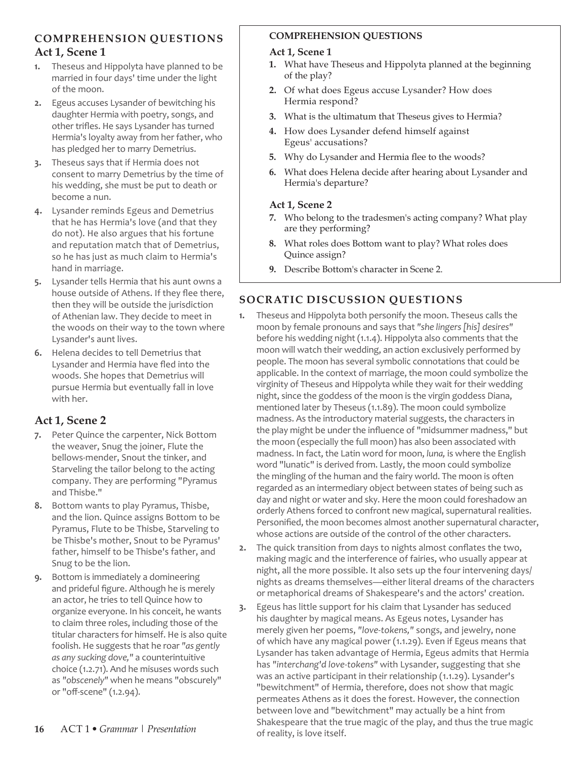## COMPREHENSION QUESTIONS

### Act 1, Scene 1

1. Theseus and Hippolyta have planned to be married in four days' time under the light of the moon.
2. Egeus accuses Lysander of bewitching his daughter Hermia with poetry, songs, and other trifles. He says Lysander has turned Hermia's loyalty away from her father, who has pledged her to marry Demetrius.
3. Theseus says that if Hermia does not consent to marry Demetrius by the time of his wedding, she must be put to death or become a nun.
4. Lysander reminds Egeus and Demetrius that he has Hermia's love (and that they do not). He also argues that his fortune and reputation match that of Demetrius, so he has just as much claim to Hermia's hand in marriage.
5. Lysander tells Hermia that his aunt owns a house outside of Athens. If they flee there, then they will be outside the jurisdiction of Athenian law. They decide to meet in the woods on their way to the town where Lysander's aunt lives.
6. Helena decides to tell Demetrius that Lysander and Hermia have fled into the woods. She hopes that Demetrius will pursue Hermia but eventually fall in love with her.

### Act 1, Scene 2

7. Peter Quince the carpenter, Nick Bottom the weaver, Snug the joiner, Flute the bellows-mender, Snout the tinker, and Starveling the tailor belong to the acting company. They are performing "Pyramus and Thisbe."
8. Bottom wants to play Pyramus, Thisbe, and the lion. Quince assigns Bottom to be Pyramus, Flute to be Thisbe, Starveling to be Thisbe's mother, Snout to be Pyramus' father, himself to be Thisbe's father, and Snug to be the lion.
9. Bottom is immediately a domineering and prideful figure. Although he is merely an actor, he tries to tell Quince how to organize everyone. In his conceit, he wants to claim three roles, including those of the titular characters for himself. He is also quite foolish. He suggests that he roar *"as gently as any sucking dove,"* a counterintuitive choice (1.2.71). And he misuses words such as *"obscenely"* when he means "obscurely" or "off-scene" (1.2.94).

---

**COMPREHENSION QUESTIONS**

**Act 1, Scene 1**

1. What have Theseus and Hippolyta planned at the beginning of the play?
2. Of what does Egeus accuse Lysander? How does Hermia respond?
3. What is the ultimatum that Theseus gives to Hermia?
4. How does Lysander defend himself against Egeus' accusations?
5. Why do Lysander and Hermia flee to the woods?
6. What does Helena decide after hearing about Lysander and Hermia's departure?

**Act 1, Scene 2**

7. Who belong to the tradesmen's acting company? What play are they performing?
8. What roles does Bottom want to play? What roles does Quince assign?
9. Describe Bottom's character in Scene 2.

---

## SOCRATIC DISCUSSION QUESTIONS

1. Theseus and Hippolyta both personify the moon. Theseus calls the moon by female pronouns and says that *"she lingers [his] desires"* before his wedding night (1.1.4). Hippolyta also comments that the moon will watch their wedding, an action exclusively performed by people. The moon has several symbolic connotations that could be applicable. In the context of marriage, the moon could symbolize the virginity of Theseus and Hippolyta while they wait for their wedding night, since the goddess of the moon is the virgin goddess Diana, mentioned later by Theseus (1.1.89). The moon could symbolize madness. As the introductory material suggests, the characters in the play might be under the influence of "midsummer madness," but the moon (especially the full moon) has also been associated with madness. In fact, the Latin word for moon, *luna,* is where the English word "lunatic" is derived from. Lastly, the moon could symbolize the mingling of the human and the fairy world. The moon is often regarded as an intermediary object between states of being such as day and night or water and sky. Here the moon could foreshadow an orderly Athens forced to confront new magical, supernatural realities. Personified, the moon becomes almost another supernatural character, whose actions are outside of the control of the other characters.
2. The quick transition from days to nights almost conflates the two, making magic and the interference of fairies, who usually appear at night, all the more possible. It also sets up the four intervening days/nights as dreams themselves—either literal dreams of the characters or metaphorical dreams of Shakespeare's and the actors' creation.
3. Egeus has little support for his claim that Lysander has seduced his daughter by magical means. As Egeus notes, Lysander has merely given her poems, *"love-tokens,"* songs, and jewelry, none of which have any magical power (1.1.29). Even if Egeus means that Lysander has taken advantage of Hermia, Egeus admits that Hermia has *"interchang'd love-tokens"* with Lysander, suggesting that she was an active participant in their relationship (1.1.29). Lysander's "bewitchment" of Hermia, therefore, does not show that magic permeates Athens as it does the forest. However, the connection between love and "bewitchment" may actually be a hint from Shakespeare that the true magic of the play, and thus the true magic of reality, is love itself.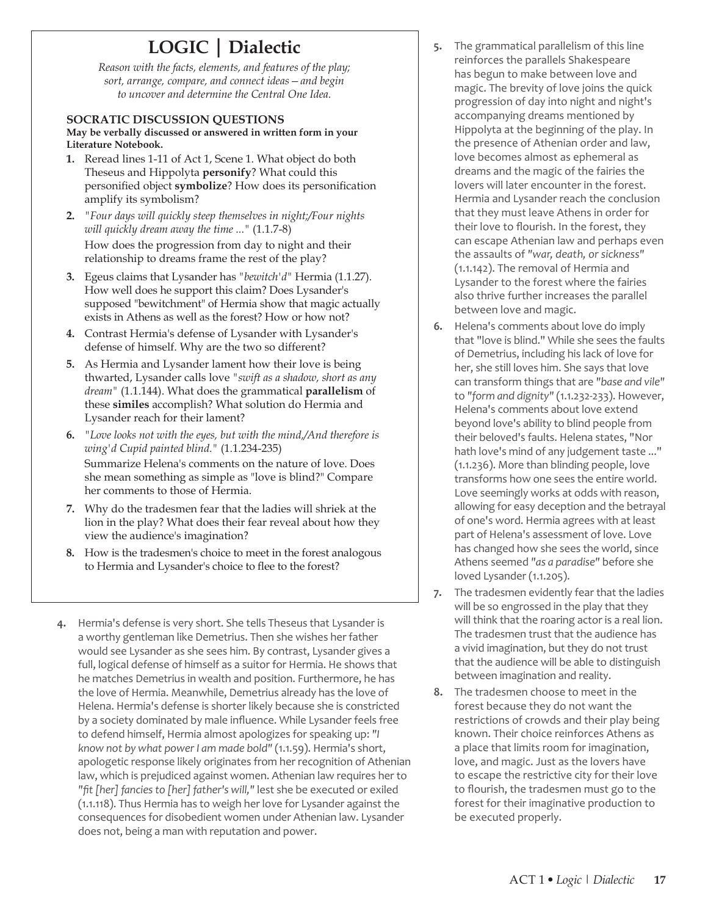# LOGIC | Dialectic

*Reason with the facts, elements, and features of the play; sort, arrange, compare, and connect ideas—and begin to uncover and determine the Central One Idea.*

### SOCRATIC DISCUSSION QUESTIONS

**May be verbally discussed or answered in written form in your Literature Notebook.**

1. Reread lines 1-11 of Act 1, Scene 1. What object do both Theseus and Hippolyta **personify**? What could this personified object **symbolize**? How does its personification amplify its symbolism?
2. *"Four days will quickly steep themselves in night;/Four nights will quickly dream away the time ..."* (1.1.7-8)
   How does the progression from day to night and their relationship to dreams frame the rest of the play?
3. Egeus claims that Lysander has *"bewitch'd"* Hermia (1.1.27). How well does he support this claim? Does Lysander's supposed "bewitchment" of Hermia show that magic actually exists in Athens as well as the forest? How or how not?
4. Contrast Hermia's defense of Lysander with Lysander's defense of himself. Why are the two so different?
5. As Hermia and Lysander lament how their love is being thwarted, Lysander calls love *"swift as a shadow, short as any dream"* (1.1.144). What does the grammatical **parallelism** of these **similes** accomplish? What solution do Hermia and Lysander reach for their lament?
6. *"Love looks not with the eyes, but with the mind,/And therefore is wing'd Cupid painted blind."* (1.1.234-235)
   Summarize Helena's comments on the nature of love. Does she mean something as simple as "love is blind?" Compare her comments to those of Hermia.
7. Why do the tradesmen fear that the ladies will shriek at the lion in the play? What does their fear reveal about how they view the audience's imagination?
8. How is the tradesmen's choice to meet in the forest analogous to Hermia and Lysander's choice to flee to the forest?

4. Hermia's defense is very short. She tells Theseus that Lysander is a worthy gentleman like Demetrius. Then she wishes her father would see Lysander as she sees him. By contrast, Lysander gives a full, logical defense of himself as a suitor for Hermia. He shows that he matches Demetrius in wealth and position. Furthermore, he has the love of Hermia. Meanwhile, Demetrius already has the love of Helena. Hermia's defense is shorter likely because she is constricted by a society dominated by male influence. While Lysander feels free to defend himself, Hermia almost apologizes for speaking up: *"I know not by what power I am made bold"* (1.1.59). Hermia's short, apologetic response likely originates from her recognition of Athenian law, which is prejudiced against women. Athenian law requires her to *"fit [her] fancies to [her] father's will,"* lest she be executed or exiled (1.1.118). Thus Hermia has to weigh her love for Lysander against the consequences for disobedient women under Athenian law. Lysander does not, being a man with reputation and power.

5. The grammatical parallelism of this line reinforces the parallels Shakespeare has begun to make between love and magic. The brevity of love joins the quick progression of day into night and night's accompanying dreams mentioned by Hippolyta at the beginning of the play. In the presence of Athenian order and law, love becomes almost as ephemeral as dreams and the magic of the fairies the lovers will later encounter in the forest. Hermia and Lysander reach the conclusion that they must leave Athens in order for their love to flourish. In the forest, they can escape Athenian law and perhaps even the assaults of *"war, death, or sickness"* (1.1.142). The removal of Hermia and Lysander to the forest where the fairies also thrive further increases the parallel between love and magic.

6. Helena's comments about love do imply that "love is blind." While she sees the faults of Demetrius, including his lack of love for her, she still loves him. She says that love can transform things that are *"base and vile"* to *"form and dignity"* (1.1.232-233). However, Helena's comments about love extend beyond love's ability to blind people from their beloved's faults. Helena states, "Nor hath love's mind of any judgement taste ..." (1.1.236). More than blinding people, love transforms how one sees the entire world. Love seemingly works at odds with reason, allowing for easy deception and the betrayal of one's word. Hermia agrees with at least part of Helena's assessment of love. Love has changed how she sees the world, since Athens seemed *"as a paradise"* before she loved Lysander (1.1.205).

7. The tradesmen evidently fear that the ladies will be so engrossed in the play that they will think that the roaring actor is a real lion. The tradesmen trust that the audience has a vivid imagination, but they do not trust that the audience will be able to distinguish between imagination and reality.

8. The tradesmen choose to meet in the forest because they do not want the restrictions of crowds and their play being known. Their choice reinforces Athens as a place that limits room for imagination, love, and magic. Just as the lovers have to escape the restrictive city for their love to flourish, the tradesmen must go to the forest for their imaginative production to be executed properly.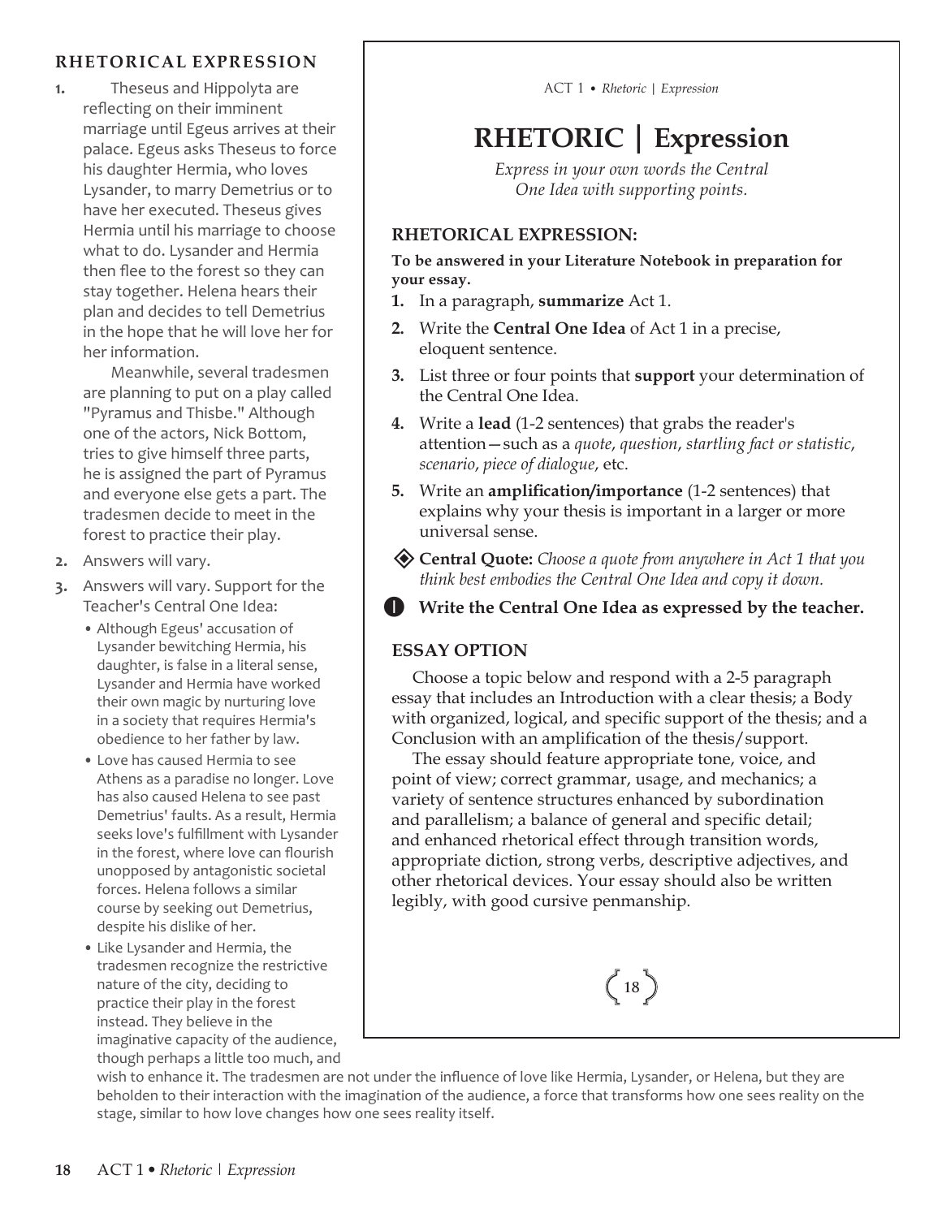## RHETORICAL EXPRESSION

1. Theseus and Hippolyta are reflecting on their imminent marriage until Egeus arrives at their palace. Egeus asks Theseus to force his daughter Hermia, who loves Lysander, to marry Demetrius or to have her executed. Theseus gives Hermia until his marriage to choose what to do. Lysander and Hermia then flee to the forest so they can stay together. Helena hears their plan and decides to tell Demetrius in the hope that he will love her for her information.

   Meanwhile, several tradesmen are planning to put on a play called "Pyramus and Thisbe." Although one of the actors, Nick Bottom, tries to give himself three parts, he is assigned the part of Pyramus and everyone else gets a part. The tradesmen decide to meet in the forest to practice their play.

2. Answers will vary.
3. Answers will vary. Support for the Teacher's Central One Idea:
   - Although Egeus' accusation of Lysander bewitching Hermia, his daughter, is false in a literal sense, Lysander and Hermia have worked their own magic by nurturing love in a society that requires Hermia's obedience to her father by law.
   - Love has caused Hermia to see Athens as a paradise no longer. Love has also caused Helena to see past Demetrius' faults. As a result, Hermia seeks love's fulfillment with Lysander in the forest, where love can flourish unopposed by antagonistic societal forces. Helena follows a similar course by seeking out Demetrius, despite his dislike of her.
   - Like Lysander and Hermia, the tradesmen recognize the restrictive nature of the city, deciding to practice their play in the forest instead. They believe in the imaginative capacity of the audience, though perhaps a little too much, and wish to enhance it. The tradesmen are not under the influence of love like Hermia, Lysander, or Helena, but they are beholden to their interaction with the imagination of the audience, a force that transforms how one sees reality on the stage, similar to how love changes how one sees reality itself.

---

ACT 1 • *Rhetoric | Expression*

# RHETORIC | Expression

*Express in your own words the Central One Idea with supporting points.*

### RHETORICAL EXPRESSION:

**To be answered in your Literature Notebook in preparation for your essay.**

1. In a paragraph, **summarize** Act 1.
2. Write the **Central One Idea** of Act 1 in a precise, eloquent sentence.
3. List three or four points that **support** your determination of the Central One Idea.
4. Write a **lead** (1-2 sentences) that grabs the reader's attention—such as a *quote, question, startling fact or statistic, scenario, piece of dialogue,* etc.
5. Write an **amplification/importance** (1-2 sentences) that explains why your thesis is important in a larger or more universal sense.

◈ **Central Quote:** *Choose a quote from anywhere in Act 1 that you think best embodies the Central One Idea and copy it down.*

**Write the Central One Idea as expressed by the teacher.**

### ESSAY OPTION

Choose a topic below and respond with a 2-5 paragraph essay that includes an Introduction with a clear thesis; a Body with organized, logical, and specific support of the thesis; and a Conclusion with an amplification of the thesis/support.

The essay should feature appropriate tone, voice, and point of view; correct grammar, usage, and mechanics; a variety of sentence structures enhanced by subordination and parallelism; a balance of general and specific detail; and enhanced rhetorical effect through transition words, appropriate diction, strong verbs, descriptive adjectives, and other rhetorical devices. Your essay should also be written legibly, with good cursive penmanship.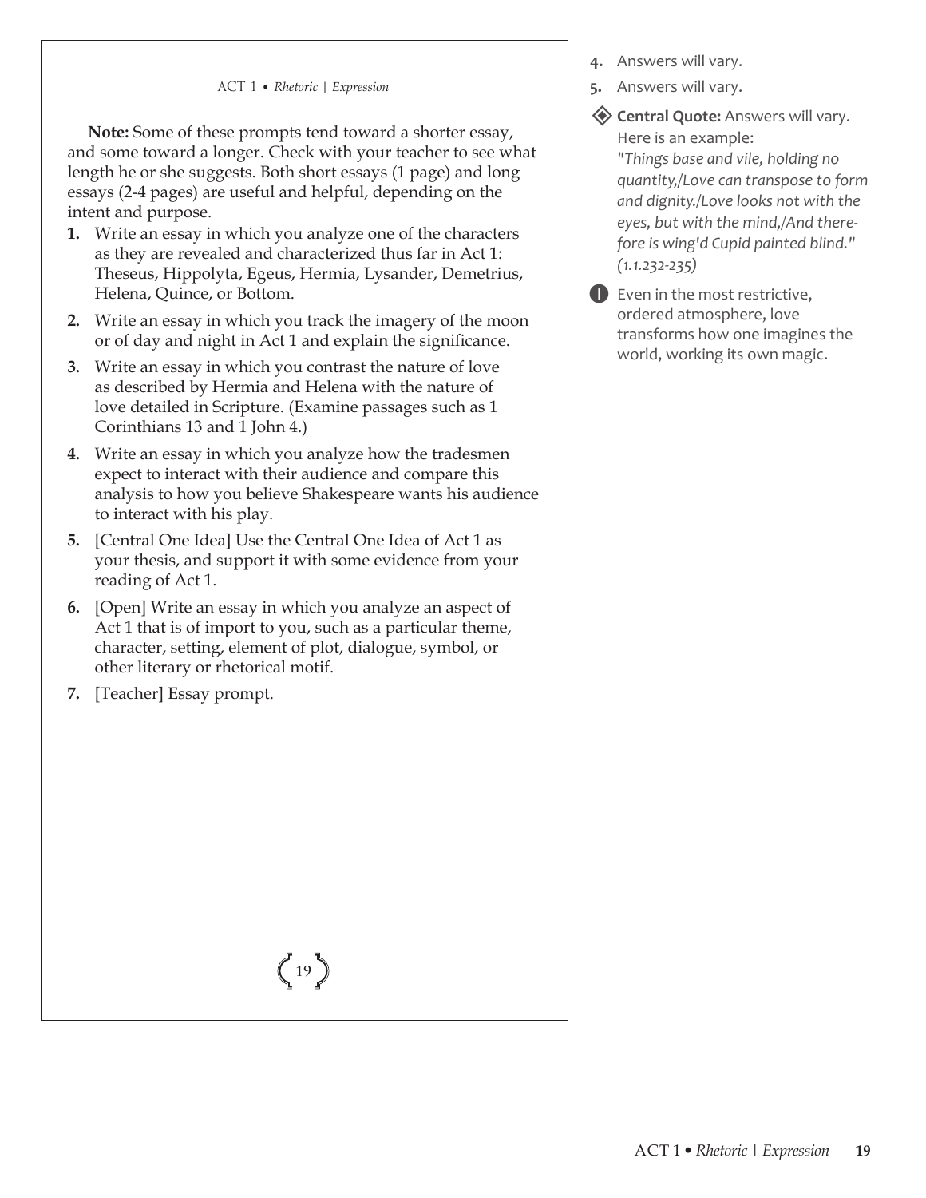**Note:** Some of these prompts tend toward a shorter essay, and some toward a longer. Check with your teacher to see what length he or she suggests. Both short essays (1 page) and long essays (2-4 pages) are useful and helpful, depending on the intent and purpose.

1. Write an essay in which you analyze one of the characters as they are revealed and characterized thus far in Act 1: Theseus, Hippolyta, Egeus, Hermia, Lysander, Demetrius, Helena, Quince, or Bottom.
2. Write an essay in which you track the imagery of the moon or of day and night in Act 1 and explain the significance.
3. Write an essay in which you contrast the nature of love as described by Hermia and Helena with the nature of love detailed in Scripture. (Examine passages such as 1 Corinthians 13 and 1 John 4.)
4. Write an essay in which you analyze how the tradesmen expect to interact with their audience and compare this analysis to how you believe Shakespeare wants his audience to interact with his play.
5. [Central One Idea] Use the Central One Idea of Act 1 as your thesis, and support it with some evidence from your reading of Act 1.
6. [Open] Write an essay in which you analyze an aspect of Act 1 that is of import to you, such as a particular theme, character, setting, element of plot, dialogue, symbol, or other literary or rhetorical motif.
7. [Teacher] Essay prompt.

4. Answers will vary.
5. Answers will vary.

**Central Quote:** Answers will vary. Here is an example:
*"Things base and vile, holding no quantity,/Love can transpose to form and dignity./Love looks not with the eyes, but with the mind,/And therefore is wing'd Cupid painted blind." (1.1.232-235)*

Even in the most restrictive, ordered atmosphere, love transforms how one imagines the world, working its own magic.